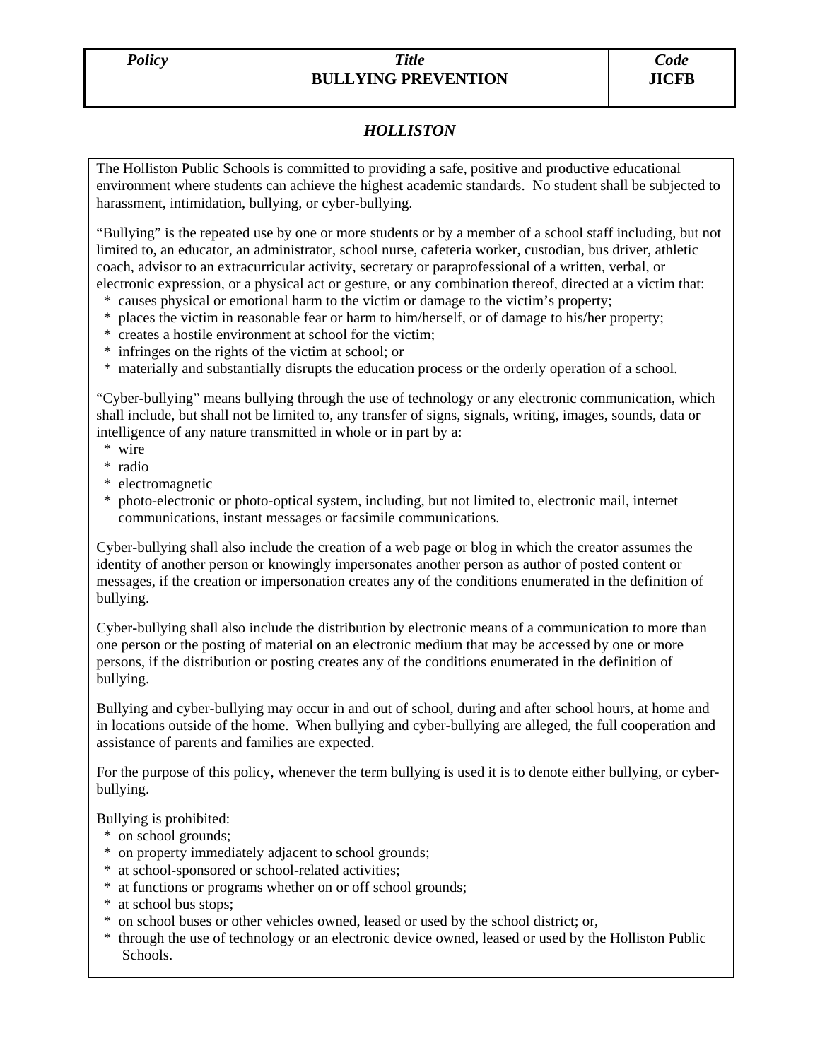| *Policy* | *Title* **BULLYING PREVENTION** | *Code* **JICFB** |
| --- | --- | --- |

***HOLLISTON***

The Holliston Public Schools is committed to providing a safe, positive and productive educational environment where students can achieve the highest academic standards. No student shall be subjected to harassment, intimidation, bullying, or cyber-bullying.

"Bullying" is the repeated use by one or more students or by a member of a school staff including, but not limited to, an educator, an administrator, school nurse, cafeteria worker, custodian, bus driver, athletic coach, advisor to an extracurricular activity, secretary or paraprofessional of a written, verbal, or electronic expression, or a physical act or gesture, or any combination thereof, directed at a victim that:

- causes physical or emotional harm to the victim or damage to the victim's property;
- places the victim in reasonable fear or harm to him/herself, or of damage to his/her property;
- creates a hostile environment at school for the victim;
- infringes on the rights of the victim at school; or
- materially and substantially disrupts the education process or the orderly operation of a school.

"Cyber-bullying" means bullying through the use of technology or any electronic communication, which shall include, but shall not be limited to, any transfer of signs, signals, writing, images, sounds, data or intelligence of any nature transmitted in whole or in part by a:

- wire
- radio
- electromagnetic
- photo-electronic or photo-optical system, including, but not limited to, electronic mail, internet communications, instant messages or facsimile communications.

Cyber-bullying shall also include the creation of a web page or blog in which the creator assumes the identity of another person or knowingly impersonates another person as author of posted content or messages, if the creation or impersonation creates any of the conditions enumerated in the definition of bullying.

Cyber-bullying shall also include the distribution by electronic means of a communication to more than one person or the posting of material on an electronic medium that may be accessed by one or more persons, if the distribution or posting creates any of the conditions enumerated in the definition of bullying.

Bullying and cyber-bullying may occur in and out of school, during and after school hours, at home and in locations outside of the home. When bullying and cyber-bullying are alleged, the full cooperation and assistance of parents and families are expected.

For the purpose of this policy, whenever the term bullying is used it is to denote either bullying, or cyber-bullying.

Bullying is prohibited:

- on school grounds;
- on property immediately adjacent to school grounds;
- at school-sponsored or school-related activities;
- at functions or programs whether on or off school grounds;
- at school bus stops;
- on school buses or other vehicles owned, leased or used by the school district; or,
- through the use of technology or an electronic device owned, leased or used by the Holliston Public Schools.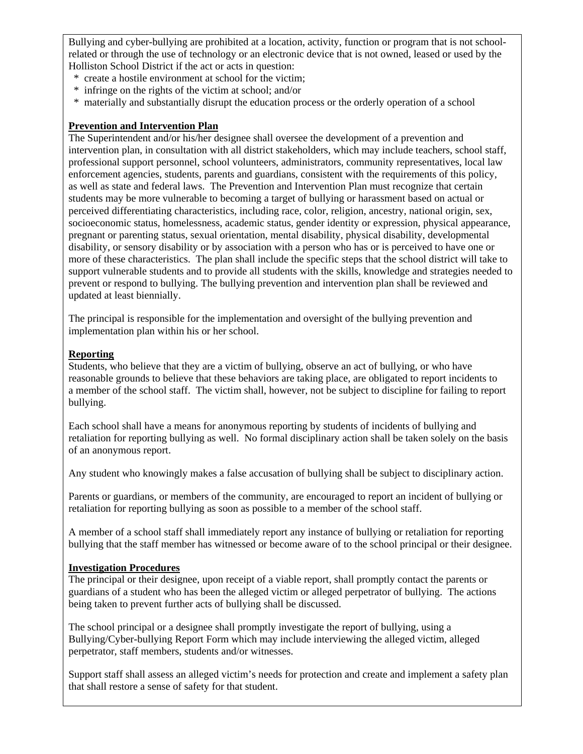Bullying and cyber-bullying are prohibited at a location, activity, function or program that is not school-related or through the use of technology or an electronic device that is not owned, leased or used by the Holliston School District if the act or acts in question:

* create a hostile environment at school for the victim;
* infringe on the rights of the victim at school; and/or
* materially and substantially disrupt the education process or the orderly operation of a school

**Prevention and Intervention Plan**

The Superintendent and/or his/her designee shall oversee the development of a prevention and intervention plan, in consultation with all district stakeholders, which may include teachers, school staff, professional support personnel, school volunteers, administrators, community representatives, local law enforcement agencies, students, parents and guardians, consistent with the requirements of this policy, as well as state and federal laws. The Prevention and Intervention Plan must recognize that certain students may be more vulnerable to becoming a target of bullying or harassment based on actual or perceived differentiating characteristics, including race, color, religion, ancestry, national origin, sex, socioeconomic status, homelessness, academic status, gender identity or expression, physical appearance, pregnant or parenting status, sexual orientation, mental disability, physical disability, developmental disability, or sensory disability or by association with a person who has or is perceived to have one or more of these characteristics. The plan shall include the specific steps that the school district will take to support vulnerable students and to provide all students with the skills, knowledge and strategies needed to prevent or respond to bullying. The bullying prevention and intervention plan shall be reviewed and updated at least biennially.

The principal is responsible for the implementation and oversight of the bullying prevention and implementation plan within his or her school.

**Reporting**

Students, who believe that they are a victim of bullying, observe an act of bullying, or who have reasonable grounds to believe that these behaviors are taking place, are obligated to report incidents to a member of the school staff. The victim shall, however, not be subject to discipline for failing to report bullying.

Each school shall have a means for anonymous reporting by students of incidents of bullying and retaliation for reporting bullying as well. No formal disciplinary action shall be taken solely on the basis of an anonymous report.

Any student who knowingly makes a false accusation of bullying shall be subject to disciplinary action.

Parents or guardians, or members of the community, are encouraged to report an incident of bullying or retaliation for reporting bullying as soon as possible to a member of the school staff.

A member of a school staff shall immediately report any instance of bullying or retaliation for reporting bullying that the staff member has witnessed or become aware of to the school principal or their designee.

**Investigation Procedures**

The principal or their designee, upon receipt of a viable report, shall promptly contact the parents or guardians of a student who has been the alleged victim or alleged perpetrator of bullying. The actions being taken to prevent further acts of bullying shall be discussed.

The school principal or a designee shall promptly investigate the report of bullying, using a Bullying/Cyber-bullying Report Form which may include interviewing the alleged victim, alleged perpetrator, staff members, students and/or witnesses.

Support staff shall assess an alleged victim's needs for protection and create and implement a safety plan that shall restore a sense of safety for that student.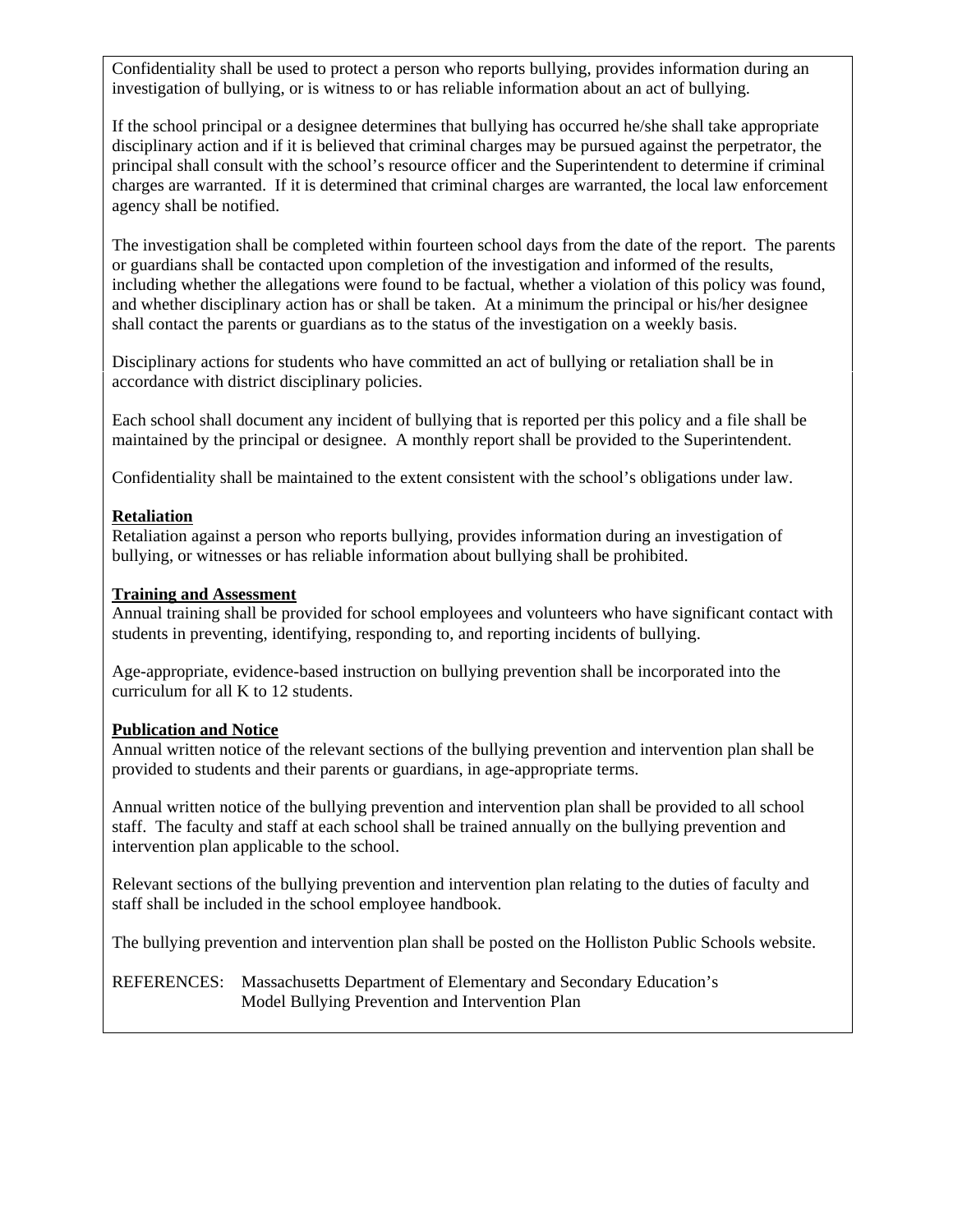Confidentiality shall be used to protect a person who reports bullying, provides information during an investigation of bullying, or is witness to or has reliable information about an act of bullying.

If the school principal or a designee determines that bullying has occurred he/she shall take appropriate disciplinary action and if it is believed that criminal charges may be pursued against the perpetrator, the principal shall consult with the school's resource officer and the Superintendent to determine if criminal charges are warranted. If it is determined that criminal charges are warranted, the local law enforcement agency shall be notified.

The investigation shall be completed within fourteen school days from the date of the report. The parents or guardians shall be contacted upon completion of the investigation and informed of the results, including whether the allegations were found to be factual, whether a violation of this policy was found, and whether disciplinary action has or shall be taken. At a minimum the principal or his/her designee shall contact the parents or guardians as to the status of the investigation on a weekly basis.

Disciplinary actions for students who have committed an act of bullying or retaliation shall be in accordance with district disciplinary policies.

Each school shall document any incident of bullying that is reported per this policy and a file shall be maintained by the principal or designee. A monthly report shall be provided to the Superintendent.

Confidentiality shall be maintained to the extent consistent with the school's obligations under law.

**Retaliation**

Retaliation against a person who reports bullying, provides information during an investigation of bullying, or witnesses or has reliable information about bullying shall be prohibited.

**Training and Assessment**

Annual training shall be provided for school employees and volunteers who have significant contact with students in preventing, identifying, responding to, and reporting incidents of bullying.

Age-appropriate, evidence-based instruction on bullying prevention shall be incorporated into the curriculum for all K to 12 students.

**Publication and Notice**

Annual written notice of the relevant sections of the bullying prevention and intervention plan shall be provided to students and their parents or guardians, in age-appropriate terms.

Annual written notice of the bullying prevention and intervention plan shall be provided to all school staff. The faculty and staff at each school shall be trained annually on the bullying prevention and intervention plan applicable to the school.

Relevant sections of the bullying prevention and intervention plan relating to the duties of faculty and staff shall be included in the school employee handbook.

The bullying prevention and intervention plan shall be posted on the Holliston Public Schools website.

REFERENCES: Massachusetts Department of Elementary and Secondary Education's Model Bullying Prevention and Intervention Plan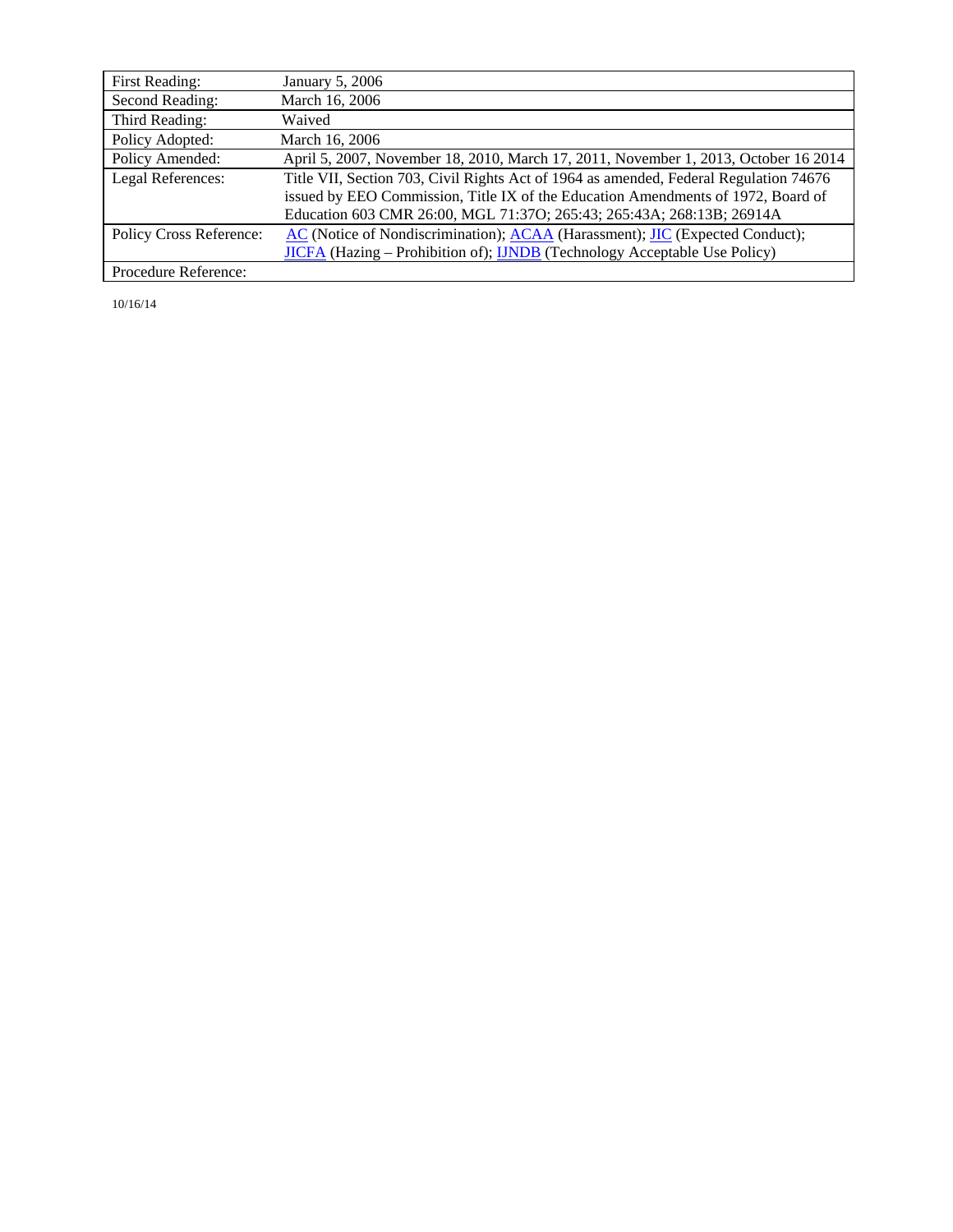| | |
|---|---|
| First Reading: | January 5, 2006 |
| Second Reading: | March 16, 2006 |
| Third Reading: | Waived |
| Policy Adopted: | March 16, 2006 |
| Policy Amended: | April 5, 2007, November 18, 2010, March 17, 2011, November 1, 2013, October 16 2014 |
| Legal References: | Title VII, Section 703, Civil Rights Act of 1964 as amended, Federal Regulation 74676 issued by EEO Commission, Title IX of the Education Amendments of 1972, Board of Education 603 CMR 26:00, MGL 71:37O; 265:43; 265:43A; 268:13B; 26914A |
| Policy Cross Reference: | AC (Notice of Nondiscrimination); ACAA (Harassment); JIC (Expected Conduct); JICFA (Hazing – Prohibition of); IJNDB (Technology Acceptable Use Policy) |
| Procedure Reference: | |

10/16/14